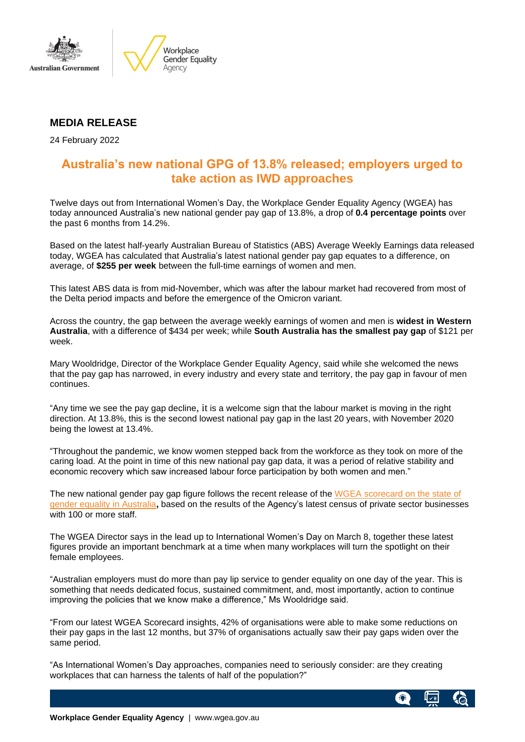**MEDIA RELEASE**

24 February 2022

# Australia's new national GPG of 13.8% released; employers urged to take action as IWD approaches

Twelve days out from International Women's Day, the Workplace Gender Equality Agency (WGEA) has today announced Australia's new national gender pay gap of 13.8%, a drop of **0.4 percentage points** over the past 6 months from 14.2%.

Based on the latest half-yearly Australian Bureau of Statistics (ABS) Average Weekly Earnings data released today, WGEA has calculated that Australia's latest national gender pay gap equates to a difference, on average, of **$255 per week** between the full-time earnings of women and men.

This latest ABS data is from mid-November, which was after the labour market had recovered from most of the Delta period impacts and before the emergence of the Omicron variant.

Across the country, the gap between the average weekly earnings of women and men is **widest in Western Australia**, with a difference of $434 per week; while **South Australia has the smallest pay gap** of $121 per week.

Mary Wooldridge, Director of the Workplace Gender Equality Agency, said while she welcomed the news that the pay gap has narrowed, in every industry and every state and territory, the pay gap in favour of men continues.

"Any time we see the pay gap decline, it is a welcome sign that the labour market is moving in the right direction. At 13.8%, this is the second lowest national pay gap in the last 20 years, with November 2020 being the lowest at 13.4%.

"Throughout the pandemic, we know women stepped back from the workforce as they took on more of the caring load. At the point in time of this new national pay gap data, it was a period of relative stability and economic recovery which saw increased labour force participation by both women and men."

The new national gender pay gap figure follows the recent release of the [WGEA scorecard on the state of gender equality in Australia](), based on the results of the Agency's latest census of private sector businesses with 100 or more staff.

The WGEA Director says in the lead up to International Women's Day on March 8, together these latest figures provide an important benchmark at a time when many workplaces will turn the spotlight on their female employees.

"Australian employers must do more than pay lip service to gender equality on one day of the year. This is something that needs dedicated focus, sustained commitment, and, most importantly, action to continue improving the policies that we know make a difference," Ms Wooldridge said.

"From our latest WGEA Scorecard insights, 42% of organisations were able to make some reductions on their pay gaps in the last 12 months, but 37% of organisations actually saw their pay gaps widen over the same period.

"As International Women's Day approaches, companies need to seriously consider: are they creating workplaces that can harness the talents of half of the population?"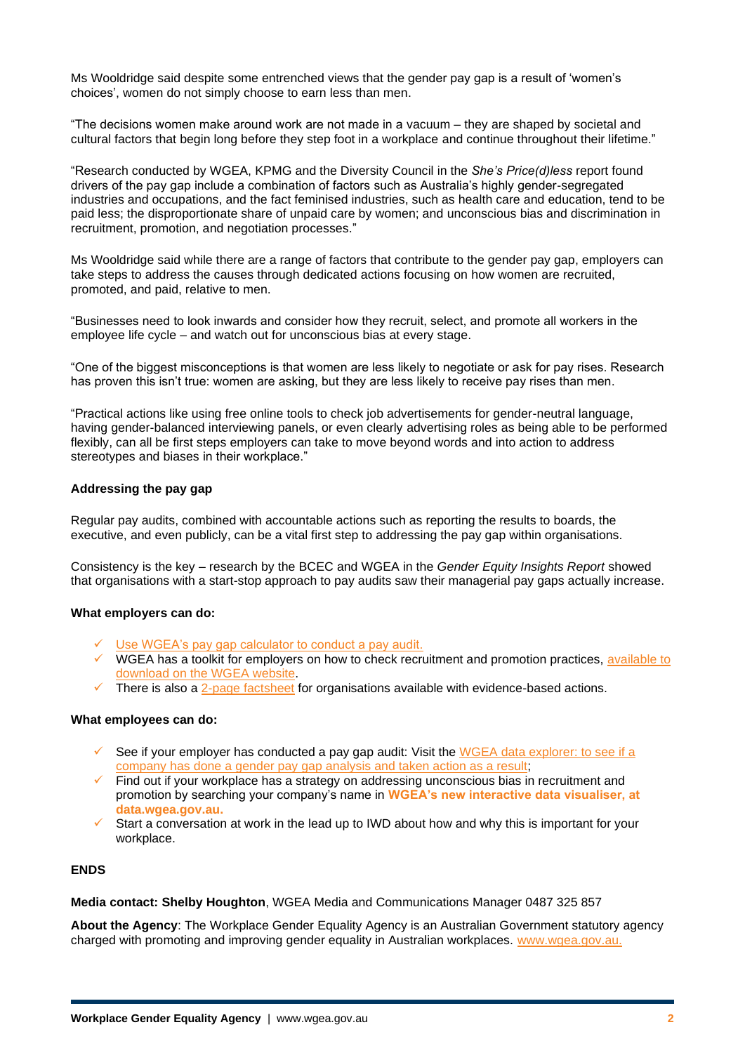Ms Wooldridge said despite some entrenched views that the gender pay gap is a result of 'women's choices', women do not simply choose to earn less than men.

"The decisions women make around work are not made in a vacuum – they are shaped by societal and cultural factors that begin long before they step foot in a workplace and continue throughout their lifetime."

"Research conducted by WGEA, KPMG and the Diversity Council in the *She's Price(d)less* report found drivers of the pay gap include a combination of factors such as Australia's highly gender-segregated industries and occupations, and the fact feminised industries, such as health care and education, tend to be paid less; the disproportionate share of unpaid care by women; and unconscious bias and discrimination in recruitment, promotion, and negotiation processes."

Ms Wooldridge said while there are a range of factors that contribute to the gender pay gap, employers can take steps to address the causes through dedicated actions focusing on how women are recruited, promoted, and paid, relative to men.

"Businesses need to look inwards and consider how they recruit, select, and promote all workers in the employee life cycle – and watch out for unconscious bias at every stage.

"One of the biggest misconceptions is that women are less likely to negotiate or ask for pay rises. Research has proven this isn't true: women are asking, but they are less likely to receive pay rises than men.

"Practical actions like using free online tools to check job advertisements for gender-neutral language, having gender-balanced interviewing panels, or even clearly advertising roles as being able to be performed flexibly, can all be first steps employers can take to move beyond words and into action to address stereotypes and biases in their workplace."

**Addressing the pay gap**

Regular pay audits, combined with accountable actions such as reporting the results to boards, the executive, and even publicly, can be a vital first step to addressing the pay gap within organisations.

Consistency is the key – research by the BCEC and WGEA in the *Gender Equity Insights Report* showed that organisations with a start-stop approach to pay audits saw their managerial pay gaps actually increase.

**What employers can do:**

- ✓ Use WGEA's pay gap calculator to conduct a pay audit.
- ✓ WGEA has a toolkit for employers on how to check recruitment and promotion practices, available to download on the WGEA website.
- ✓ There is also a 2-page factsheet for organisations available with evidence-based actions.

**What employees can do:**

- ✓ See if your employer has conducted a pay gap audit: Visit the WGEA data explorer: to see if a company has done a gender pay gap analysis and taken action as a result;
- ✓ Find out if your workplace has a strategy on addressing unconscious bias in recruitment and promotion by searching your company's name in **WGEA's new interactive data visualiser, at data.wgea.gov.au.**
- ✓ Start a conversation at work in the lead up to IWD about how and why this is important for your workplace.

**ENDS**

**Media contact: Shelby Houghton**, WGEA Media and Communications Manager 0487 325 857

**About the Agency**: The Workplace Gender Equality Agency is an Australian Government statutory agency charged with promoting and improving gender equality in Australian workplaces. www.wgea.gov.au.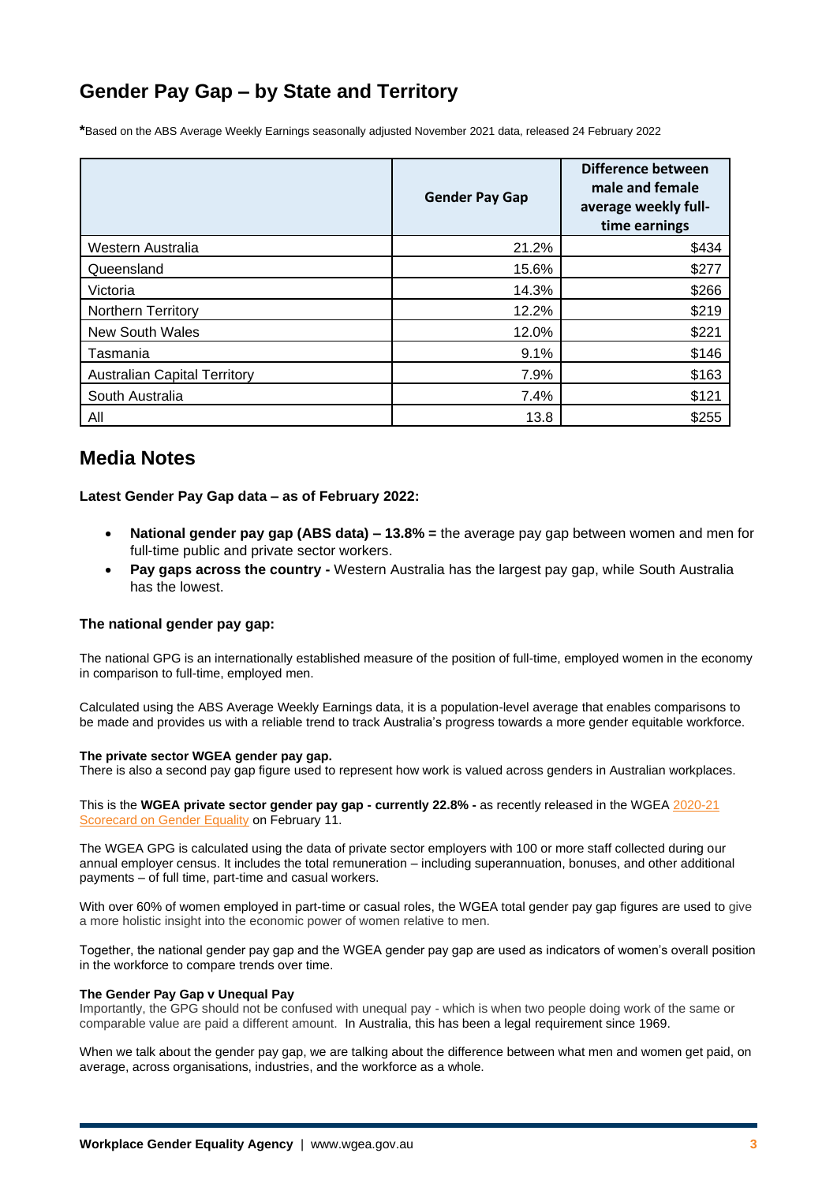## Gender Pay Gap – by State and Territory

**\***Based on the ABS Average Weekly Earnings seasonally adjusted November 2021 data, released 24 February 2022

| | Gender Pay Gap | Difference between male and female average weekly full-time earnings |
|---|---|---|
| Western Australia | 21.2% | $434 |
| Queensland | 15.6% | $277 |
| Victoria | 14.3% | $266 |
| Northern Territory | 12.2% | $219 |
| New South Wales | 12.0% | $221 |
| Tasmania | 9.1% | $146 |
| Australian Capital Territory | 7.9% | $163 |
| South Australia | 7.4% | $121 |
| All | 13.8 | $255 |

## Media Notes

**Latest Gender Pay Gap data – as of February 2022:**

- **National gender pay gap (ABS data) – 13.8% =** the average pay gap between women and men for full-time public and private sector workers.
- **Pay gaps across the country -** Western Australia has the largest pay gap, while South Australia has the lowest.

**The national gender pay gap:**

The national GPG is an internationally established measure of the position of full-time, employed women in the economy in comparison to full-time, employed men.

Calculated using the ABS Average Weekly Earnings data, it is a population-level average that enables comparisons to be made and provides us with a reliable trend to track Australia's progress towards a more gender equitable workforce.

**The private sector WGEA gender pay gap.**
There is also a second pay gap figure used to represent how work is valued across genders in Australian workplaces.

This is the **WGEA private sector gender pay gap - currently 22.8% -** as recently released in the WGEA 2020-21 Scorecard on Gender Equality on February 11.

The WGEA GPG is calculated using the data of private sector employers with 100 or more staff collected during our annual employer census. It includes the total remuneration – including superannuation, bonuses, and other additional payments – of full time, part-time and casual workers.

With over 60% of women employed in part-time or casual roles, the WGEA total gender pay gap figures are used to give a more holistic insight into the economic power of women relative to men.

Together, the national gender pay gap and the WGEA gender pay gap are used as indicators of women's overall position in the workforce to compare trends over time.

**The Gender Pay Gap v Unequal Pay**
Importantly, the GPG should not be confused with unequal pay - which is when two people doing work of the same or comparable value are paid a different amount. In Australia, this has been a legal requirement since 1969.

When we talk about the gender pay gap, we are talking about the difference between what men and women get paid, on average, across organisations, industries, and the workforce as a whole.